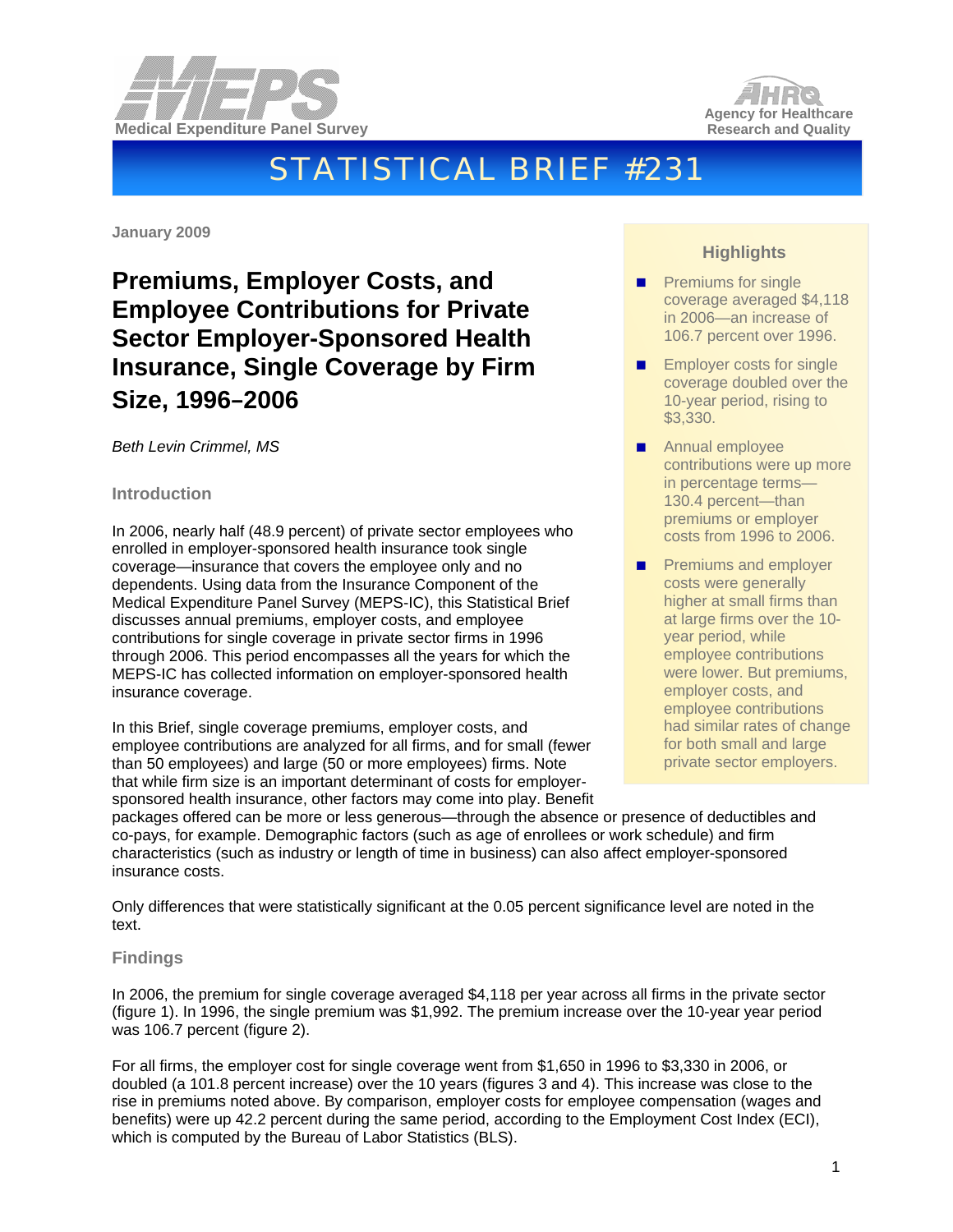Medical Expenditure Panel Survey

Agency for Healthcare Research and Quality

# STATISTICAL BRIEF #231

**January 2009**

## Premiums, Employer Costs, and Employee Contributions for Private Sector Employer-Sponsored Health Insurance, Single Coverage by Firm Size, 1996–2006

*Beth Levin Crimmel, MS*

### Highlights

- Premiums for single coverage averaged $4,118 in 2006—an increase of 106.7 percent over 1996.
- Employer costs for single coverage doubled over the 10-year period, rising to $3,330.
- Annual employee contributions were up more in percentage terms—130.4 percent—than premiums or employer costs from 1996 to 2006.
- Premiums and employer costs were generally higher at small firms than at large firms over the 10-year period, while employee contributions were lower. But premiums, employer costs, and employee contributions had similar rates of change for both small and large private sector employers.

### Introduction

In 2006, nearly half (48.9 percent) of private sector employees who enrolled in employer-sponsored health insurance took single coverage—insurance that covers the employee only and no dependents. Using data from the Insurance Component of the Medical Expenditure Panel Survey (MEPS-IC), this Statistical Brief discusses annual premiums, employer costs, and employee contributions for single coverage in private sector firms in 1996 through 2006. This period encompasses all the years for which the MEPS-IC has collected information on employer-sponsored health insurance coverage.

In this Brief, single coverage premiums, employer costs, and employee contributions are analyzed for all firms, and for small (fewer than 50 employees) and large (50 or more employees) firms. Note that while firm size is an important determinant of costs for employer-sponsored health insurance, other factors may come into play. Benefit packages offered can be more or less generous—through the absence or presence of deductibles and co-pays, for example. Demographic factors (such as age of enrollees or work schedule) and firm characteristics (such as industry or length of time in business) can also affect employer-sponsored insurance costs.

Only differences that were statistically significant at the 0.05 percent significance level are noted in the text.

### Findings

In 2006, the premium for single coverage averaged $4,118 per year across all firms in the private sector (figure 1). In 1996, the single premium was $1,992. The premium increase over the 10-year year period was 106.7 percent (figure 2).

For all firms, the employer cost for single coverage went from $1,650 in 1996 to $3,330 in 2006, or doubled (a 101.8 percent increase) over the 10 years (figures 3 and 4). This increase was close to the rise in premiums noted above. By comparison, employer costs for employee compensation (wages and benefits) were up 42.2 percent during the same period, according to the Employment Cost Index (ECI), which is computed by the Bureau of Labor Statistics (BLS).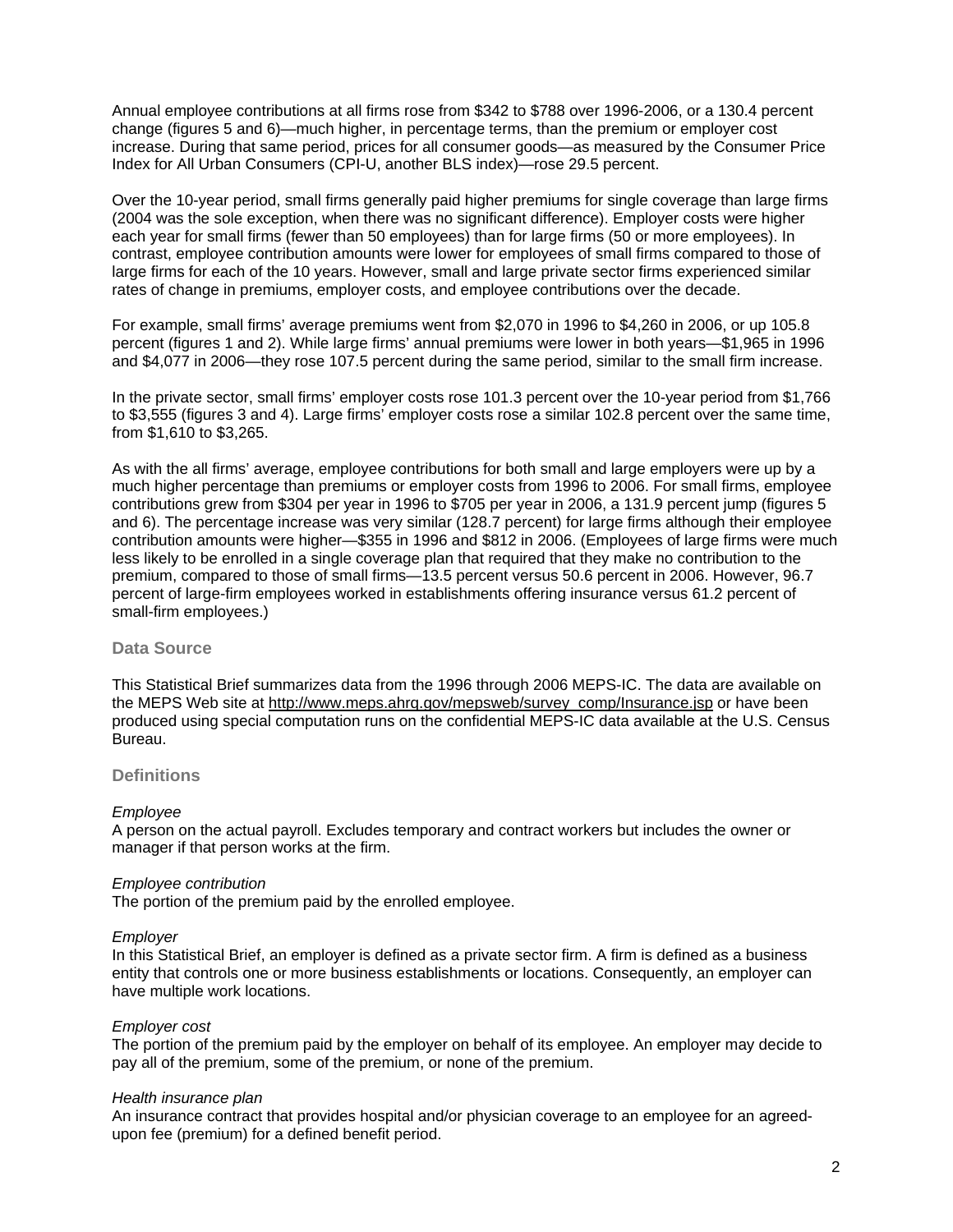Annual employee contributions at all firms rose from $342 to $788 over 1996-2006, or a 130.4 percent change (figures 5 and 6)—much higher, in percentage terms, than the premium or employer cost increase. During that same period, prices for all consumer goods—as measured by the Consumer Price Index for All Urban Consumers (CPI-U, another BLS index)—rose 29.5 percent.

Over the 10-year period, small firms generally paid higher premiums for single coverage than large firms (2004 was the sole exception, when there was no significant difference). Employer costs were higher each year for small firms (fewer than 50 employees) than for large firms (50 or more employees). In contrast, employee contribution amounts were lower for employees of small firms compared to those of large firms for each of the 10 years. However, small and large private sector firms experienced similar rates of change in premiums, employer costs, and employee contributions over the decade.

For example, small firms' average premiums went from $2,070 in 1996 to $4,260 in 2006, or up 105.8 percent (figures 1 and 2). While large firms' annual premiums were lower in both years—$1,965 in 1996 and $4,077 in 2006—they rose 107.5 percent during the same period, similar to the small firm increase.

In the private sector, small firms' employer costs rose 101.3 percent over the 10-year period from $1,766 to $3,555 (figures 3 and 4). Large firms' employer costs rose a similar 102.8 percent over the same time, from $1,610 to $3,265.

As with the all firms' average, employee contributions for both small and large employers were up by a much higher percentage than premiums or employer costs from 1996 to 2006. For small firms, employee contributions grew from $304 per year in 1996 to $705 per year in 2006, a 131.9 percent jump (figures 5 and 6). The percentage increase was very similar (128.7 percent) for large firms although their employee contribution amounts were higher—$355 in 1996 and $812 in 2006. (Employees of large firms were much less likely to be enrolled in a single coverage plan that required that they make no contribution to the premium, compared to those of small firms—13.5 percent versus 50.6 percent in 2006. However, 96.7 percent of large-firm employees worked in establishments offering insurance versus 61.2 percent of small-firm employees.)

## Data Source

This Statistical Brief summarizes data from the 1996 through 2006 MEPS-IC. The data are available on the MEPS Web site at http://www.meps.ahrq.gov/mepsweb/survey_comp/Insurance.jsp or have been produced using special computation runs on the confidential MEPS-IC data available at the U.S. Census Bureau.

## Definitions

*Employee*
A person on the actual payroll. Excludes temporary and contract workers but includes the owner or manager if that person works at the firm.

*Employee contribution*
The portion of the premium paid by the enrolled employee.

*Employer*
In this Statistical Brief, an employer is defined as a private sector firm. A firm is defined as a business entity that controls one or more business establishments or locations. Consequently, an employer can have multiple work locations.

*Employer cost*
The portion of the premium paid by the employer on behalf of its employee. An employer may decide to pay all of the premium, some of the premium, or none of the premium.

*Health insurance plan*
An insurance contract that provides hospital and/or physician coverage to an employee for an agreed-upon fee (premium) for a defined benefit period.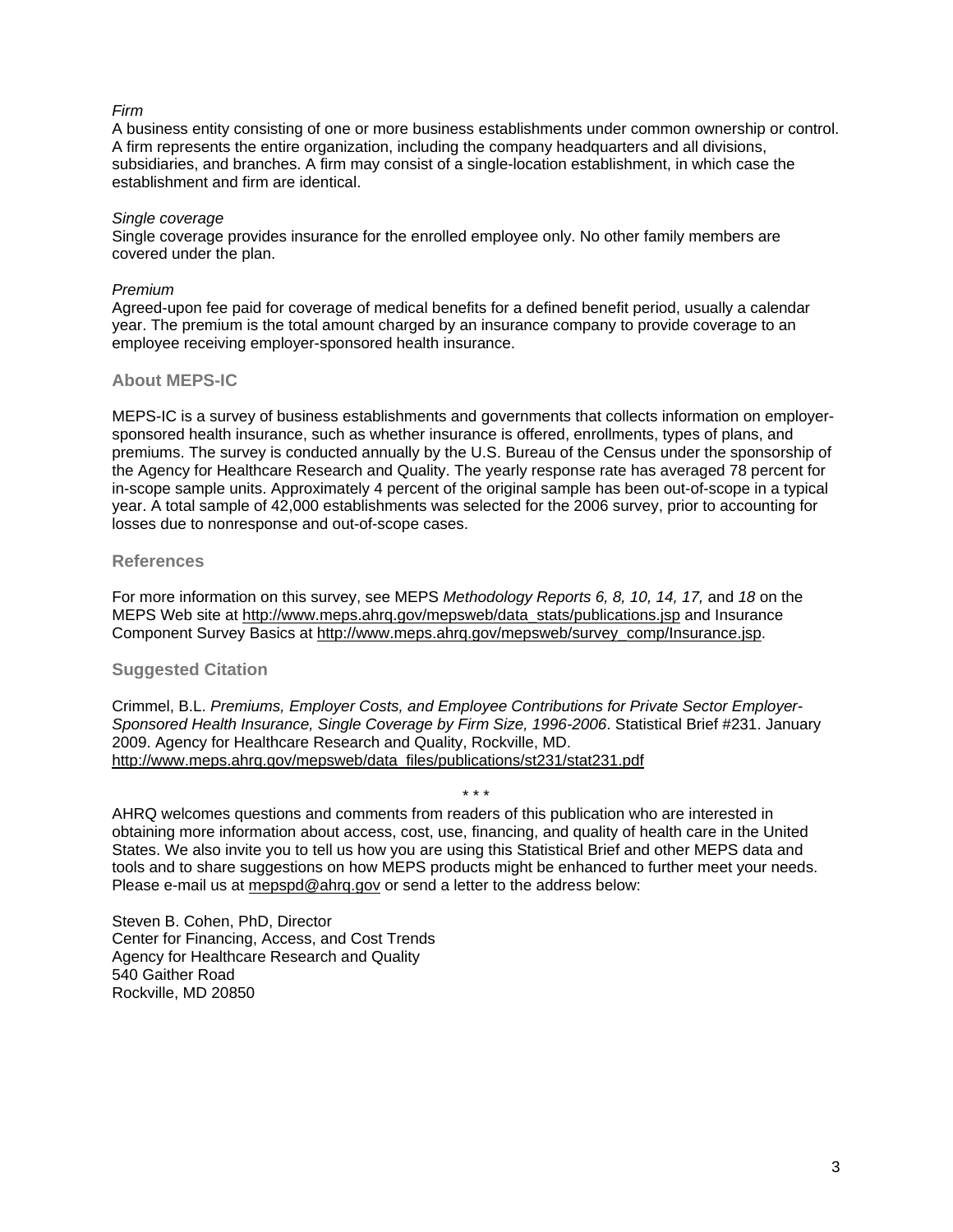*Firm*
A business entity consisting of one or more business establishments under common ownership or control. A firm represents the entire organization, including the company headquarters and all divisions, subsidiaries, and branches. A firm may consist of a single-location establishment, in which case the establishment and firm are identical.

*Single coverage*
Single coverage provides insurance for the enrolled employee only. No other family members are covered under the plan.

*Premium*
Agreed-upon fee paid for coverage of medical benefits for a defined benefit period, usually a calendar year. The premium is the total amount charged by an insurance company to provide coverage to an employee receiving employer-sponsored health insurance.

## About MEPS-IC

MEPS-IC is a survey of business establishments and governments that collects information on employer-sponsored health insurance, such as whether insurance is offered, enrollments, types of plans, and premiums. The survey is conducted annually by the U.S. Bureau of the Census under the sponsorship of the Agency for Healthcare Research and Quality. The yearly response rate has averaged 78 percent for in-scope sample units. Approximately 4 percent of the original sample has been out-of-scope in a typical year. A total sample of 42,000 establishments was selected for the 2006 survey, prior to accounting for losses due to nonresponse and out-of-scope cases.

## References

For more information on this survey, see MEPS *Methodology Reports 6, 8, 10, 14, 17,* and *18* on the MEPS Web site at http://www.meps.ahrq.gov/mepsweb/data_stats/publications.jsp and Insurance Component Survey Basics at http://www.meps.ahrq.gov/mepsweb/survey_comp/Insurance.jsp.

## Suggested Citation

Crimmel, B.L. *Premiums, Employer Costs, and Employee Contributions for Private Sector Employer-Sponsored Health Insurance, Single Coverage by Firm Size, 1996-2006*. Statistical Brief #231. January 2009. Agency for Healthcare Research and Quality, Rockville, MD. http://www.meps.ahrq.gov/mepsweb/data_files/publications/st231/stat231.pdf

\* \* \*

AHRQ welcomes questions and comments from readers of this publication who are interested in obtaining more information about access, cost, use, financing, and quality of health care in the United States. We also invite you to tell us how you are using this Statistical Brief and other MEPS data and tools and to share suggestions on how MEPS products might be enhanced to further meet your needs. Please e-mail us at mepspd@ahrq.gov or send a letter to the address below:

Steven B. Cohen, PhD, Director
Center for Financing, Access, and Cost Trends
Agency for Healthcare Research and Quality
540 Gaither Road
Rockville, MD 20850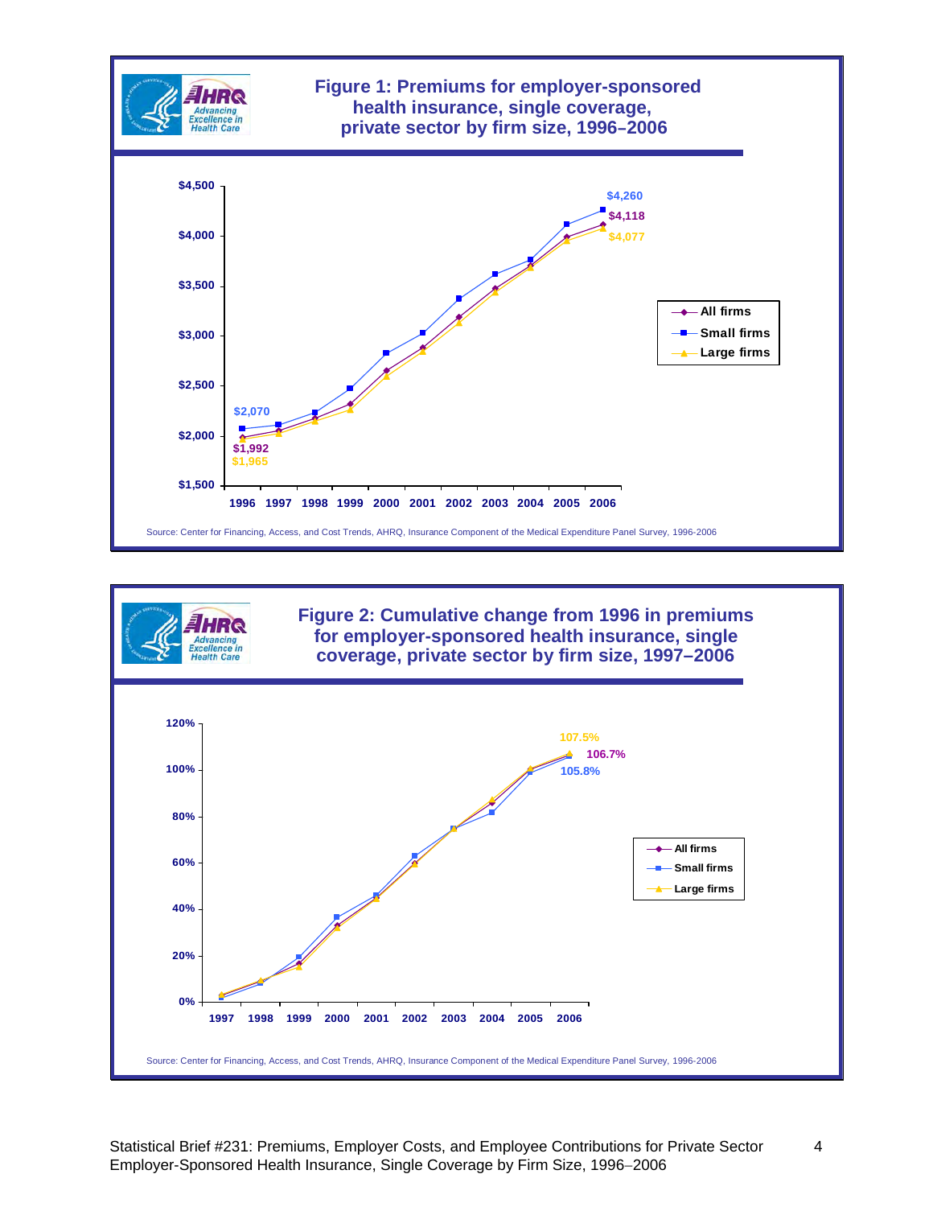## Figure 1: Premiums for employer-sponsored health insurance, single coverage, private sector by firm size, 1996–2006

Series: All firms, Small firms, Large firms

- 1996: Small firms $2,070; All firms $1,992; Large firms $1,965
- 2006: Small firms $4,260; All firms $4,118; Large firms $4,077

Source: Center for Financing, Access, and Cost Trends, AHRQ, Insurance Component of the Medical Expenditure Panel Survey, 1996-2006

## Figure 2: Cumulative change from 1996 in premiums for employer-sponsored health insurance, single coverage, private sector by firm size, 1997–2006

Series: All firms, Small firms, Large firms

- 2006: Large firms 107.5%; All firms 106.7%; Small firms 105.8%

Source: Center for Financing, Access, and Cost Trends, AHRQ, Insurance Component of the Medical Expenditure Panel Survey, 1996-2006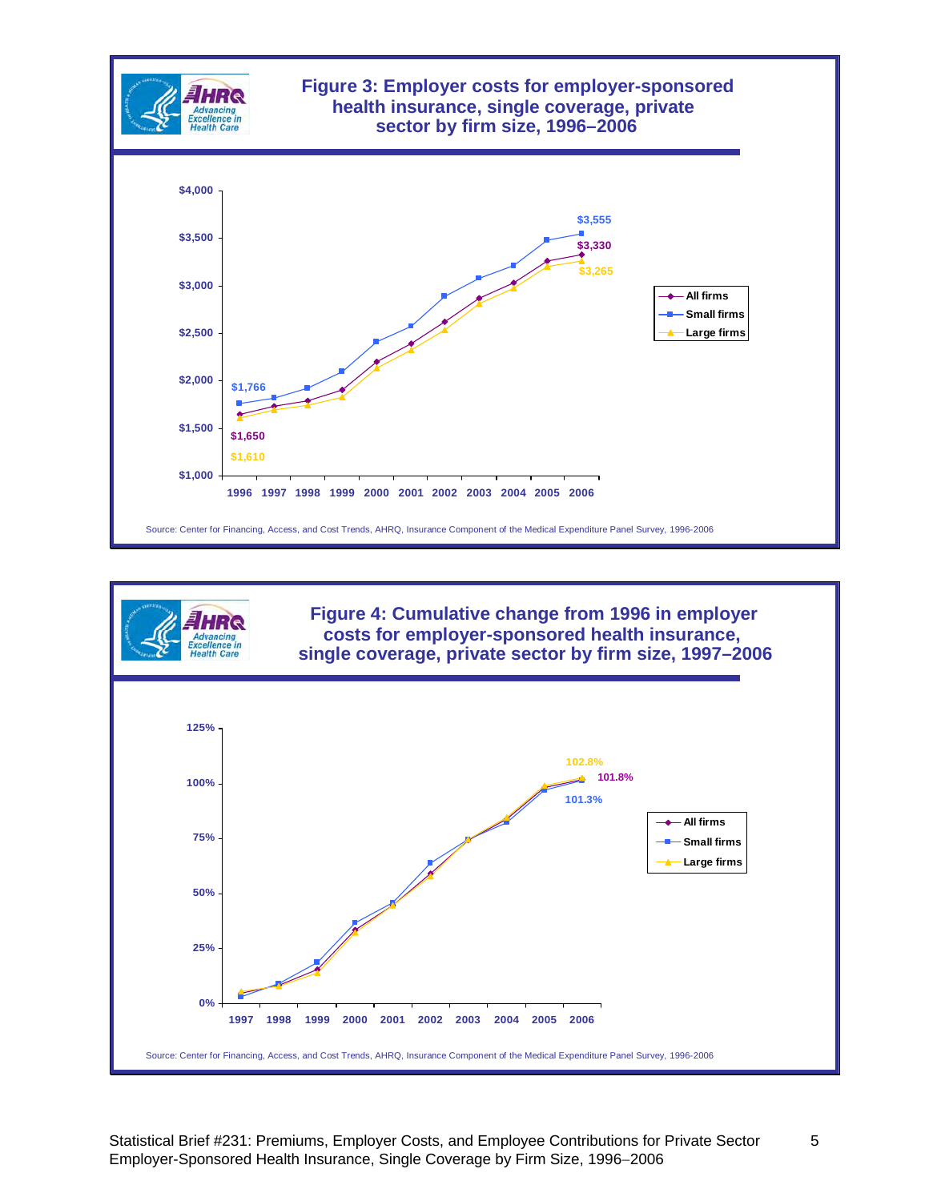## Figure 3: Employer costs for employer-sponsored health insurance, single coverage, private sector by firm size, 1996–2006

Labeled values: Small firms $1,766 (1996), $3,555 (2006); All firms $1,650 (1996), $3,330 (2006); Large firms $1,610 (1996), $3,265 (2006).

Legend: All firms, Small firms, Large firms

Source: Center for Financing, Access, and Cost Trends, AHRQ, Insurance Component of the Medical Expenditure Panel Survey, 1996-2006

## Figure 4: Cumulative change from 1996 in employer costs for employer-sponsored health insurance, single coverage, private sector by firm size, 1997–2006

Labeled values (2006): Large firms 102.8%; All firms 101.8%; Small firms 101.3%.

Legend: All firms, Small firms, Large firms

Source: Center for Financing, Access, and Cost Trends, AHRQ, Insurance Component of the Medical Expenditure Panel Survey, 1996-2006

Statistical Brief #231: Premiums, Employer Costs, and Employee Contributions for Private Sector Employer-Sponsored Health Insurance, Single Coverage by Firm Size, 1996–2006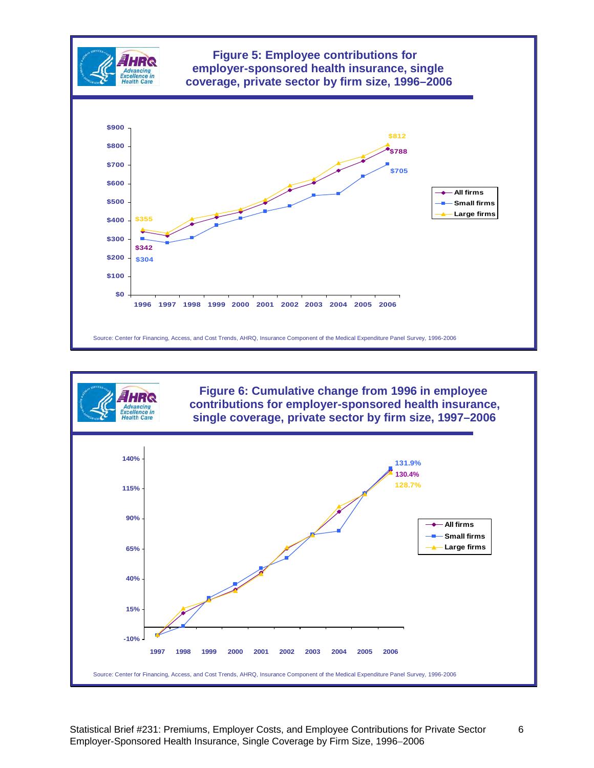## Figure 5: Employee contributions for employer-sponsored health insurance, single coverage, private sector by firm size, 1996–2006

$900
$800
$700
$600
$500
$400
$300
$200
$100
$0

1996 1997 1998 1999 2000 2001 2002 2003 2004 2005 2006

$355
$342
$304
$812
$788
$705

All firms
Small firms
Large firms

Source: Center for Financing, Access, and Cost Trends, AHRQ, Insurance Component of the Medical Expenditure Panel Survey, 1996-2006

## Figure 6: Cumulative change from 1996 in employee contributions for employer-sponsored health insurance, single coverage, private sector by firm size, 1997–2006

140%
115%
90%
65%
40%
15%
-10%

1997 1998 1999 2000 2001 2002 2003 2004 2005 2006

131.9%
130.4%
128.7%

All firms
Small firms
Large firms

Source: Center for Financing, Access, and Cost Trends, AHRQ, Insurance Component of the Medical Expenditure Panel Survey, 1996-2006